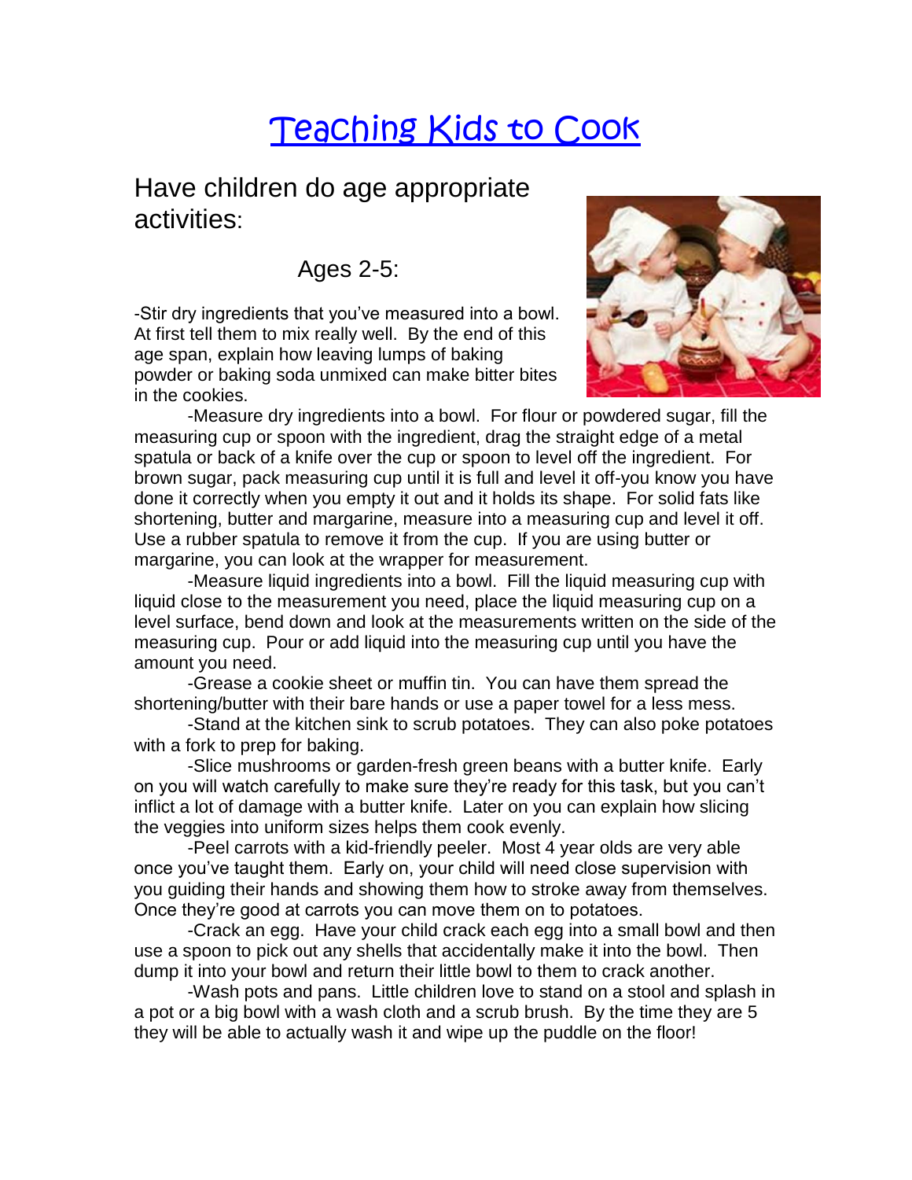# Teaching Kids to Cook

## Have children do age appropriate activities:

### Ages 2-5:

-Stir dry ingredients that you've measured into a bowl. At first tell them to mix really well. By the end of this age span, explain how leaving lumps of baking powder or baking soda unmixed can make bitter bites in the cookies.

-Measure dry ingredients into a bowl. For flour or powdered sugar, fill the measuring cup or spoon with the ingredient, drag the straight edge of a metal spatula or back of a knife over the cup or spoon to level off the ingredient. For brown sugar, pack measuring cup until it is full and level it off-you know you have done it correctly when you empty it out and it holds its shape. For solid fats like shortening, butter and margarine, measure into a measuring cup and level it off. Use a rubber spatula to remove it from the cup. If you are using butter or margarine, you can look at the wrapper for measurement.

-Measure liquid ingredients into a bowl. Fill the liquid measuring cup with liquid close to the measurement you need, place the liquid measuring cup on a level surface, bend down and look at the measurements written on the side of the measuring cup. Pour or add liquid into the measuring cup until you have the amount you need.

-Grease a cookie sheet or muffin tin. You can have them spread the shortening/butter with their bare hands or use a paper towel for a less mess.

-Stand at the kitchen sink to scrub potatoes. They can also poke potatoes with a fork to prep for baking.

-Slice mushrooms or garden-fresh green beans with a butter knife. Early on you will watch carefully to make sure they're ready for this task, but you can't inflict a lot of damage with a butter knife. Later on you can explain how slicing the veggies into uniform sizes helps them cook evenly.

-Peel carrots with a kid-friendly peeler. Most 4 year olds are very able once you've taught them. Early on, your child will need close supervision with you guiding their hands and showing them how to stroke away from themselves. Once they're good at carrots you can move them on to potatoes.

-Crack an egg. Have your child crack each egg into a small bowl and then use a spoon to pick out any shells that accidentally make it into the bowl. Then dump it into your bowl and return their little bowl to them to crack another.

-Wash pots and pans. Little children love to stand on a stool and splash in a pot or a big bowl with a wash cloth and a scrub brush. By the time they are 5 they will be able to actually wash it and wipe up the puddle on the floor!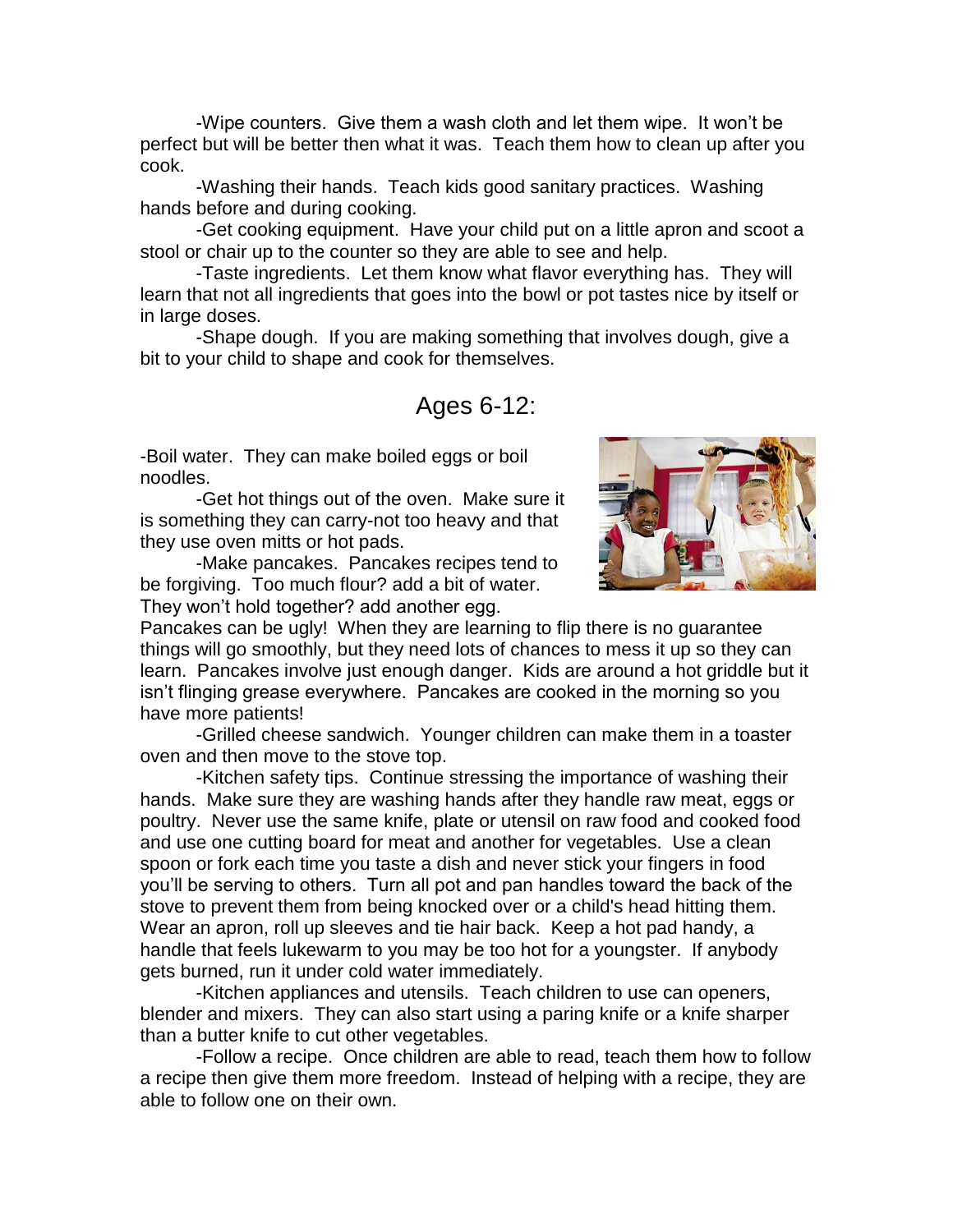-Wipe counters. Give them a wash cloth and let them wipe. It won't be perfect but will be better then what it was. Teach them how to clean up after you cook.

-Washing their hands. Teach kids good sanitary practices. Washing hands before and during cooking.

-Get cooking equipment. Have your child put on a little apron and scoot a stool or chair up to the counter so they are able to see and help.

-Taste ingredients. Let them know what flavor everything has. They will learn that not all ingredients that goes into the bowl or pot tastes nice by itself or in large doses.

-Shape dough. If you are making something that involves dough, give a bit to your child to shape and cook for themselves.

## Ages 6-12:

-Boil water. They can make boiled eggs or boil noodles.

-Get hot things out of the oven. Make sure it is something they can carry-not too heavy and that they use oven mitts or hot pads.

-Make pancakes. Pancakes recipes tend to be forgiving. Too much flour? add a bit of water. They won't hold together? add another egg. Pancakes can be ugly! When they are learning to flip there is no guarantee things will go smoothly, but they need lots of chances to mess it up so they can learn. Pancakes involve just enough danger. Kids are around a hot griddle but it isn't flinging grease everywhere. Pancakes are cooked in the morning so you have more patients!

-Grilled cheese sandwich. Younger children can make them in a toaster oven and then move to the stove top.

-Kitchen safety tips. Continue stressing the importance of washing their hands. Make sure they are washing hands after they handle raw meat, eggs or poultry. Never use the same knife, plate or utensil on raw food and cooked food and use one cutting board for meat and another for vegetables. Use a clean spoon or fork each time you taste a dish and never stick your fingers in food you'll be serving to others. Turn all pot and pan handles toward the back of the stove to prevent them from being knocked over or a child's head hitting them. Wear an apron, roll up sleeves and tie hair back. Keep a hot pad handy, a handle that feels lukewarm to you may be too hot for a youngster. If anybody gets burned, run it under cold water immediately.

-Kitchen appliances and utensils. Teach children to use can openers, blender and mixers. They can also start using a paring knife or a knife sharper than a butter knife to cut other vegetables.

-Follow a recipe. Once children are able to read, teach them how to follow a recipe then give them more freedom. Instead of helping with a recipe, they are able to follow one on their own.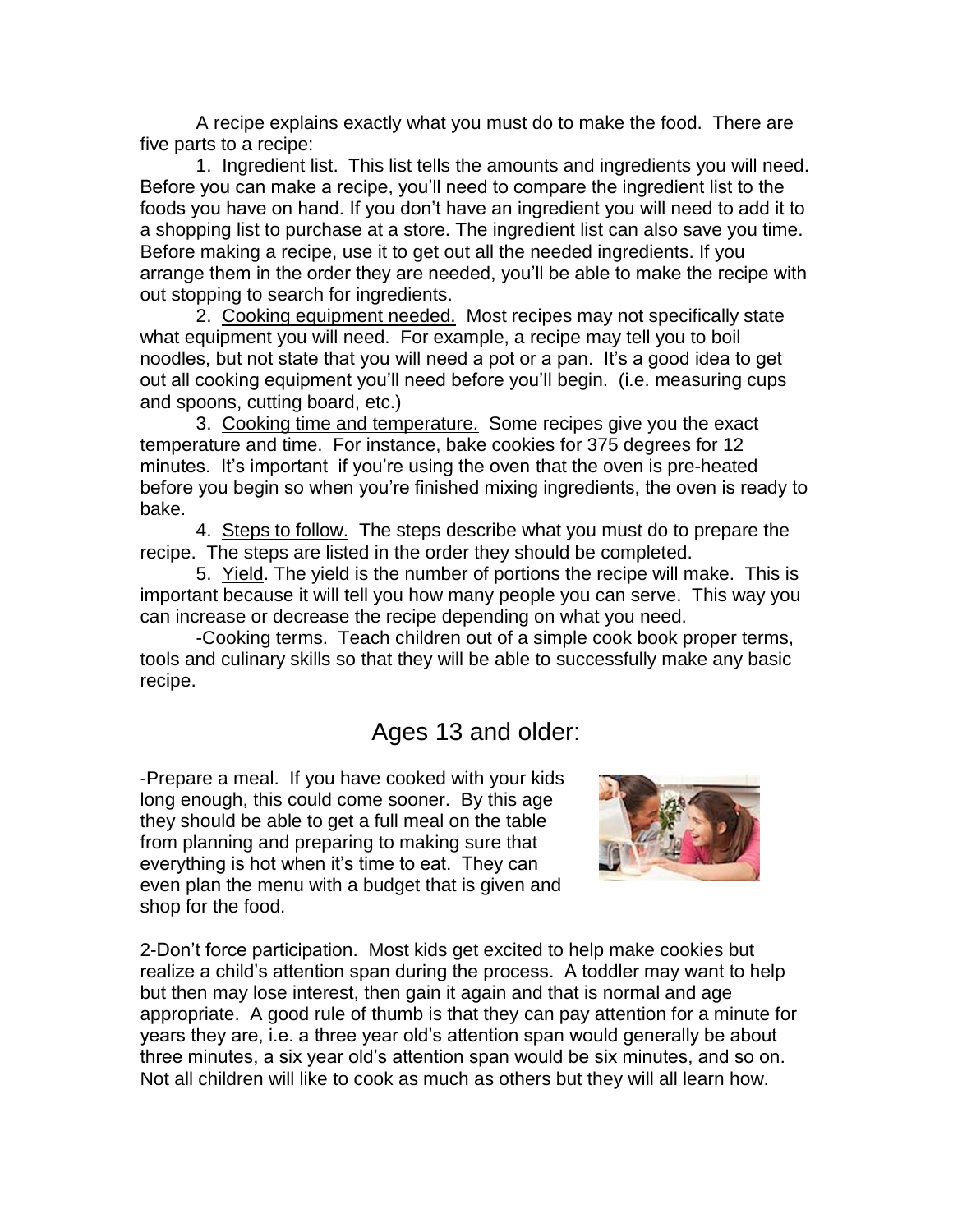A recipe explains exactly what you must do to make the food. There are five parts to a recipe:

1. Ingredient list. This list tells the amounts and ingredients you will need. Before you can make a recipe, you'll need to compare the ingredient list to the foods you have on hand. If you don't have an ingredient you will need to add it to a shopping list to purchase at a store. The ingredient list can also save you time. Before making a recipe, use it to get out all the needed ingredients. If you arrange them in the order they are needed, you'll be able to make the recipe with out stopping to search for ingredients.
2. <u>Cooking equipment needed.</u> Most recipes may not specifically state what equipment you will need. For example, a recipe may tell you to boil noodles, but not state that you will need a pot or a pan. It's a good idea to get out all cooking equipment you'll need before you'll begin. (i.e. measuring cups and spoons, cutting board, etc.)
3. <u>Cooking time and temperature.</u> Some recipes give you the exact temperature and time. For instance, bake cookies for 375 degrees for 12 minutes. It's important if you're using the oven that the oven is pre-heated before you begin so when you're finished mixing ingredients, the oven is ready to bake.
4. <u>Steps to follow.</u> The steps describe what you must do to prepare the recipe. The steps are listed in the order they should be completed.
5. <u>Yield</u>. The yield is the number of portions the recipe will make. This is important because it will tell you how many people you can serve. This way you can increase or decrease the recipe depending on what you need.

-Cooking terms. Teach children out of a simple cook book proper terms, tools and culinary skills so that they will be able to successfully make any basic recipe.

## Ages 13 and older:

-Prepare a meal. If you have cooked with your kids long enough, this could come sooner. By this age they should be able to get a full meal on the table from planning and preparing to making sure that everything is hot when it's time to eat. They can even plan the menu with a budget that is given and shop for the food.

2-Don't force participation. Most kids get excited to help make cookies but realize a child's attention span during the process. A toddler may want to help but then may lose interest, then gain it again and that is normal and age appropriate. A good rule of thumb is that they can pay attention for a minute for years they are, i.e. a three year old's attention span would generally be about three minutes, a six year old's attention span would be six minutes, and so on. Not all children will like to cook as much as others but they will all learn how.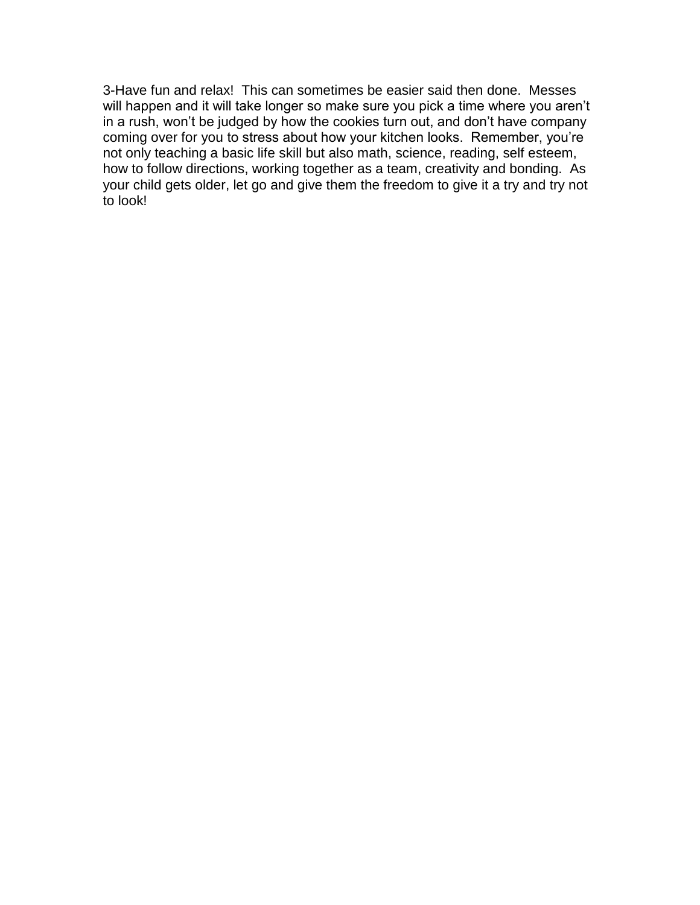3-Have fun and relax! This can sometimes be easier said then done. Messes will happen and it will take longer so make sure you pick a time where you aren't in a rush, won't be judged by how the cookies turn out, and don't have company coming over for you to stress about how your kitchen looks. Remember, you're not only teaching a basic life skill but also math, science, reading, self esteem, how to follow directions, working together as a team, creativity and bonding. As your child gets older, let go and give them the freedom to give it a try and try not to look!